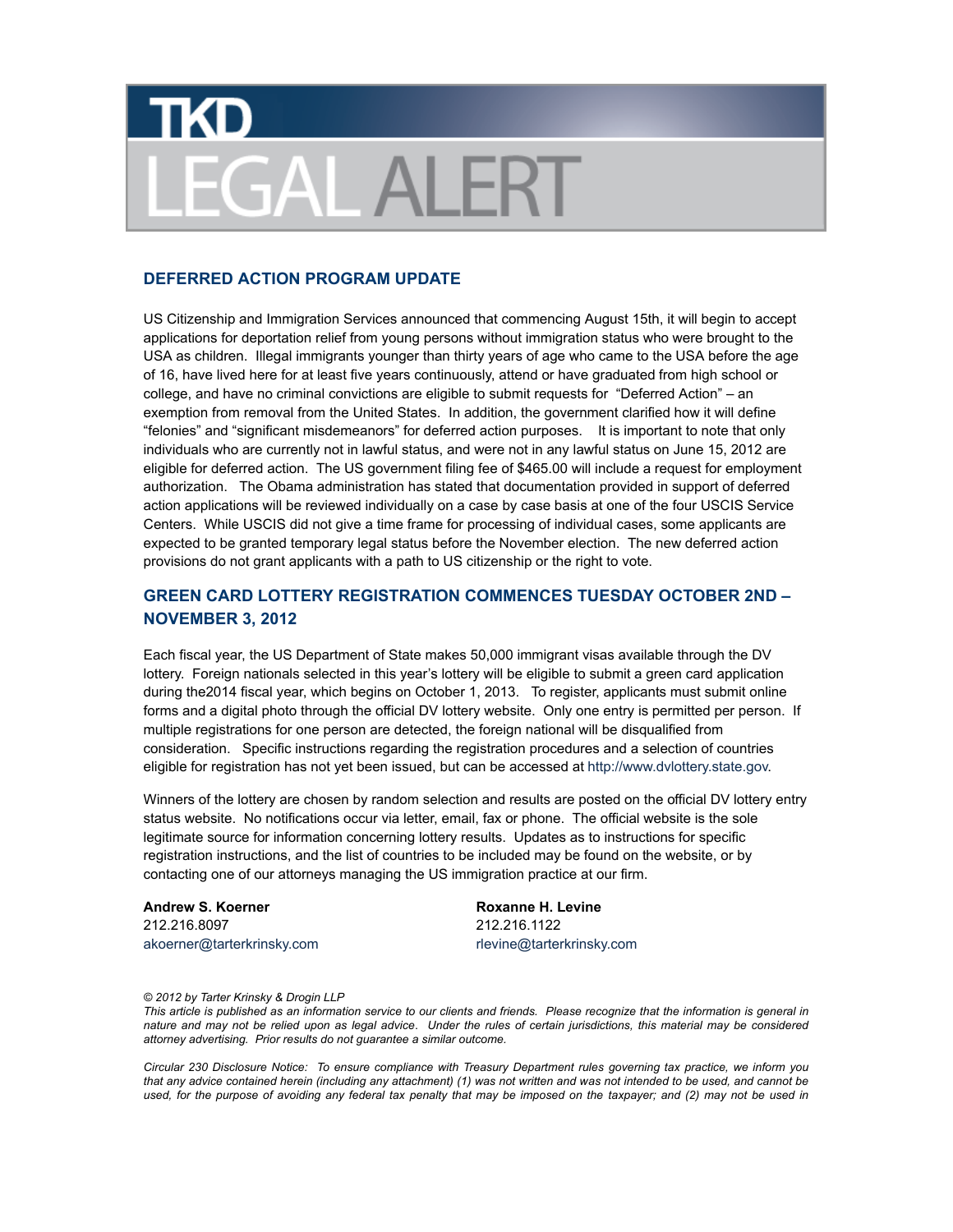# TKD LEGAL ALERT

## DEFERRED ACTION PROGRAM UPDATE

US Citizenship and Immigration Services announced that commencing August 15th, it will begin to accept applications for deportation relief from young persons without immigration status who were brought to the USA as children. Illegal immigrants younger than thirty years of age who came to the USA before the age of 16, have lived here for at least five years continuously, attend or have graduated from high school or college, and have no criminal convictions are eligible to submit requests for "Deferred Action" – an exemption from removal from the United States. In addition, the government clarified how it will define "felonies" and "significant misdemeanors" for deferred action purposes. It is important to note that only individuals who are currently not in lawful status, and were not in any lawful status on June 15, 2012 are eligible for deferred action. The US government filing fee of $465.00 will include a request for employment authorization. The Obama administration has stated that documentation provided in support of deferred action applications will be reviewed individually on a case by case basis at one of the four USCIS Service Centers. While USCIS did not give a time frame for processing of individual cases, some applicants are expected to be granted temporary legal status before the November election. The new deferred action provisions do not grant applicants with a path to US citizenship or the right to vote.

## GREEN CARD LOTTERY REGISTRATION COMMENCES TUESDAY OCTOBER 2ND – NOVEMBER 3, 2012

Each fiscal year, the US Department of State makes 50,000 immigrant visas available through the DV lottery. Foreign nationals selected in this year's lottery will be eligible to submit a green card application during the2014 fiscal year, which begins on October 1, 2013. To register, applicants must submit online forms and a digital photo through the official DV lottery website. Only one entry is permitted per person. If multiple registrations for one person are detected, the foreign national will be disqualified from consideration. Specific instructions regarding the registration procedures and a selection of countries eligible for registration has not yet been issued, but can be accessed at http://www.dvlottery.state.gov.

Winners of the lottery are chosen by random selection and results are posted on the official DV lottery entry status website. No notifications occur via letter, email, fax or phone. The official website is the sole legitimate source for information concerning lottery results. Updates as to instructions for specific registration instructions, and the list of countries to be included may be found on the website, or by contacting one of our attorneys managing the US immigration practice at our firm.

**Andrew S. Koerner**
212.216.8097
akoerner@tarterkrinsky.com

**Roxanne H. Levine**
212.216.1122
rlevine@tarterkrinsky.com

*© 2012 by Tarter Krinsky & Drogin LLP*
*This article is published as an information service to our clients and friends. Please recognize that the information is general in nature and may not be relied upon as legal advice. Under the rules of certain jurisdictions, this material may be considered attorney advertising. Prior results do not guarantee a similar outcome.*

*Circular 230 Disclosure Notice: To ensure compliance with Treasury Department rules governing tax practice, we inform you that any advice contained herein (including any attachment) (1) was not written and was not intended to be used, and cannot be used, for the purpose of avoiding any federal tax penalty that may be imposed on the taxpayer; and (2) may not be used in*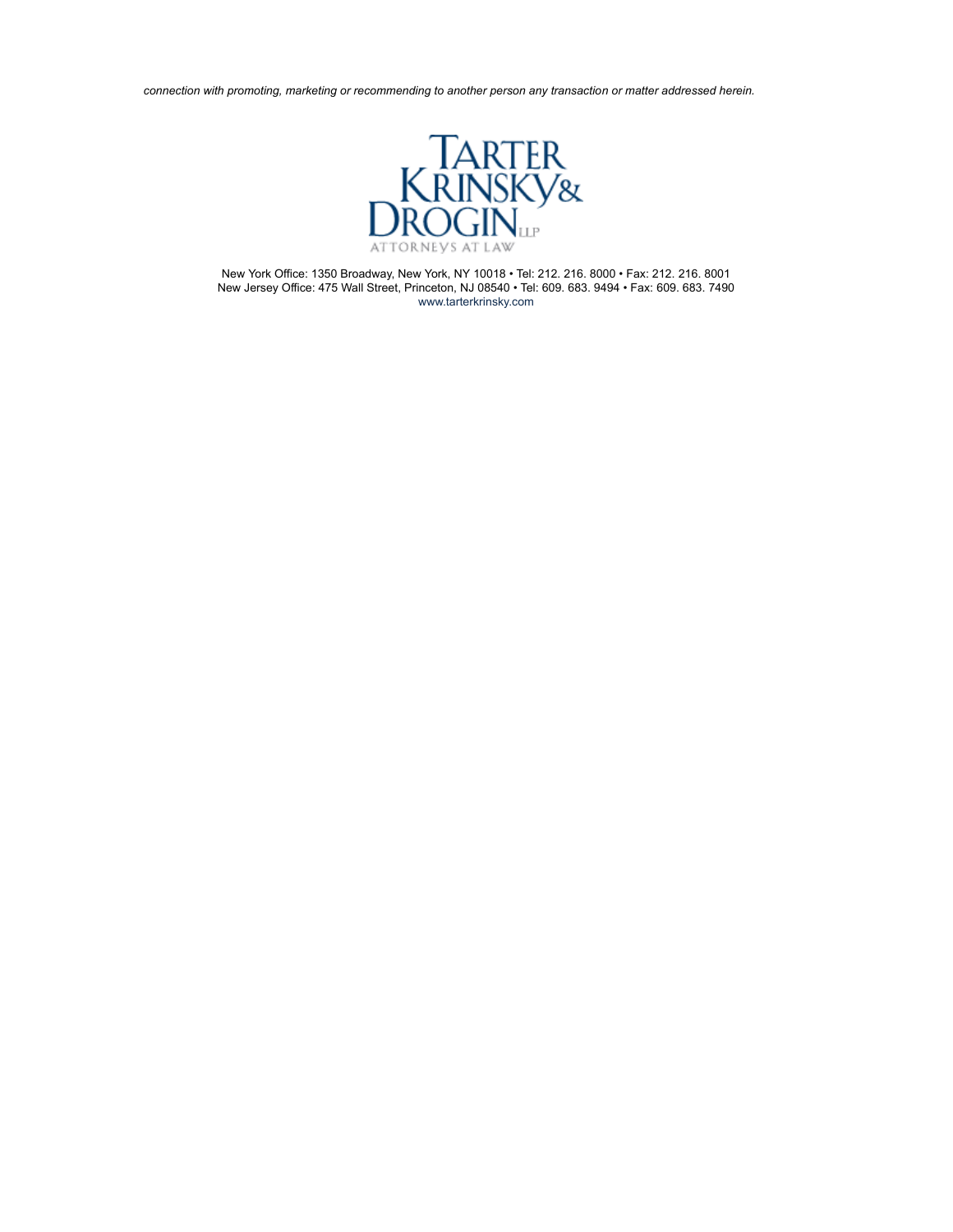*connection with promoting, marketing or recommending to another person any transaction or matter addressed herein.*

TARTER KRINSKY & DROGIN LLP
ATTORNEYS AT LAW

New York Office: 1350 Broadway, New York, NY 10018 • Tel: 212. 216. 8000 • Fax: 212. 216. 8001
New Jersey Office: 475 Wall Street, Princeton, NJ 08540 • Tel: 609. 683. 9494 • Fax: 609. 683. 7490
www.tarterkrinsky.com